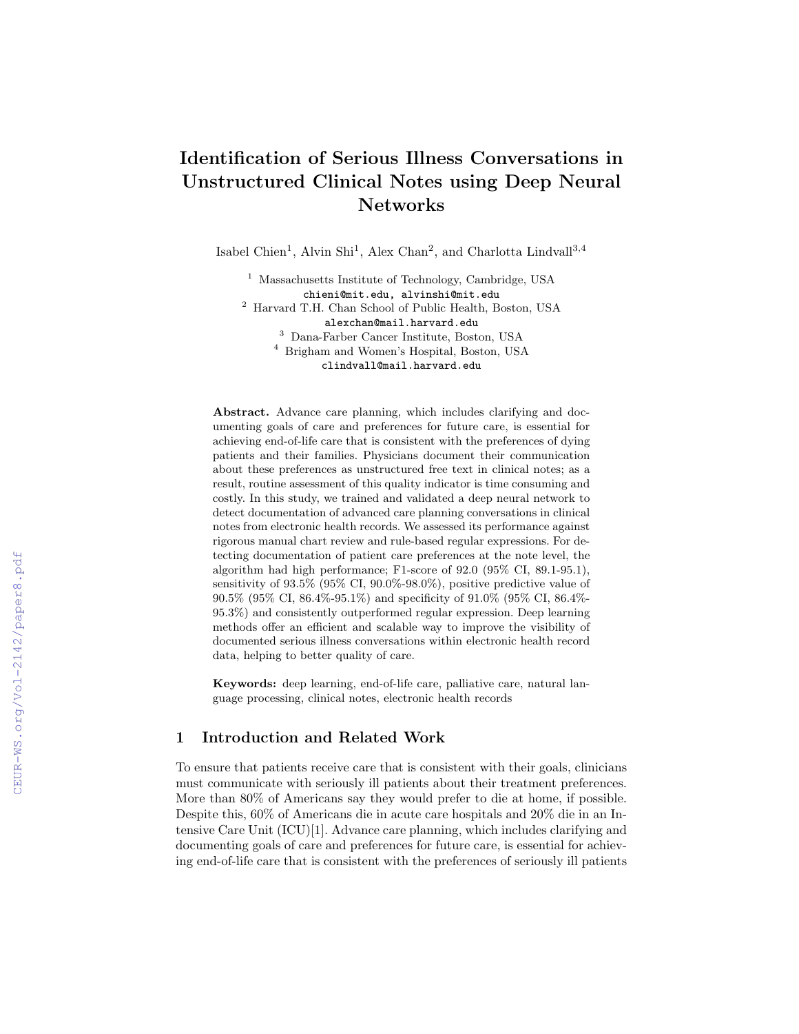# Identification of Serious Illness Conversations in Unstructured Clinical Notes using Deep Neural Networks

Isabel Chien[1], Alvin Shi[1], Alex Chan[2], and Charlotta Lindvall[3,4]

[1] Massachusetts Institute of Technology, Cambridge, USA
chieni@mit.edu, alvinshi@mit.edu

[2] Harvard T.H. Chan School of Public Health, Boston, USA
alexchan@mail.harvard.edu

[3] Dana-Farber Cancer Institute, Boston, USA

[4] Brigham and Women's Hospital, Boston, USA
clindvall@mail.harvard.edu

**Abstract.** Advance care planning, which includes clarifying and documenting goals of care and preferences for future care, is essential for achieving end-of-life care that is consistent with the preferences of dying patients and their families. Physicians document their communication about these preferences as unstructured free text in clinical notes; as a result, routine assessment of this quality indicator is time consuming and costly. In this study, we trained and validated a deep neural network to detect documentation of advanced care planning conversations in clinical notes from electronic health records. We assessed its performance against rigorous manual chart review and rule-based regular expressions. For detecting documentation of patient care preferences at the note level, the algorithm had high performance; F1-score of 92.0 (95% CI, 89.1-95.1), sensitivity of 93.5% (95% CI, 90.0%-98.0%), positive predictive value of 90.5% (95% CI, 86.4%-95.1%) and specificity of 91.0% (95% CI, 86.4%-95.3%) and consistently outperformed regular expression. Deep learning methods offer an efficient and scalable way to improve the visibility of documented serious illness conversations within electronic health record data, helping to better quality of care.

**Keywords:** deep learning, end-of-life care, palliative care, natural language processing, clinical notes, electronic health records

## 1 Introduction and Related Work

To ensure that patients receive care that is consistent with their goals, clinicians must communicate with seriously ill patients about their treatment preferences. More than 80% of Americans say they would prefer to die at home, if possible. Despite this, 60% of Americans die in acute care hospitals and 20% die in an Intensive Care Unit (ICU)[1]. Advance care planning, which includes clarifying and documenting goals of care and preferences for future care, is essential for achieving end-of-life care that is consistent with the preferences of seriously ill patients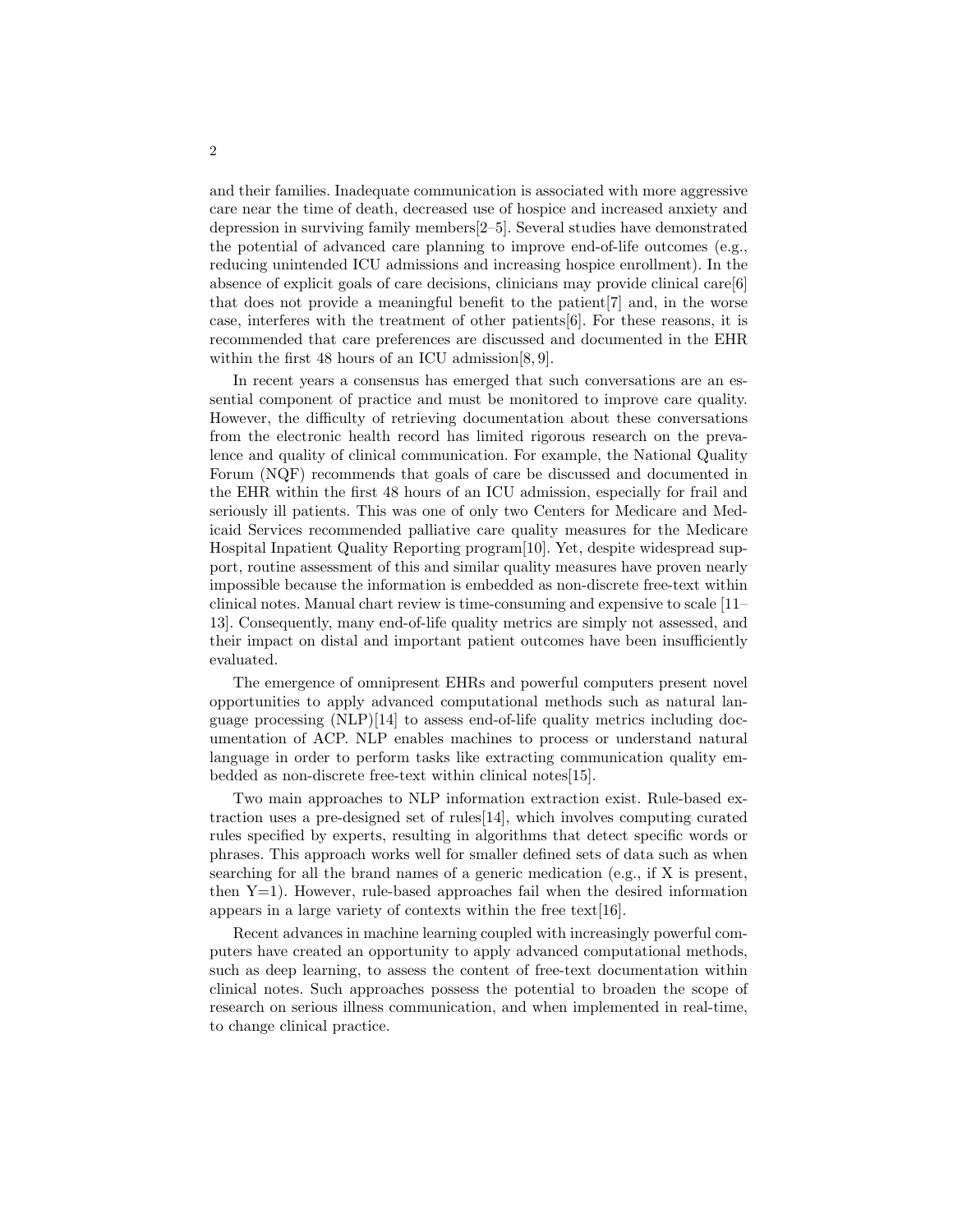and their families. Inadequate communication is associated with more aggressive care near the time of death, decreased use of hospice and increased anxiety and depression in surviving family members[2–5]. Several studies have demonstrated the potential of advanced care planning to improve end-of-life outcomes (e.g., reducing unintended ICU admissions and increasing hospice enrollment). In the absence of explicit goals of care decisions, clinicians may provide clinical care[6] that does not provide a meaningful benefit to the patient[7] and, in the worse case, interferes with the treatment of other patients[6]. For these reasons, it is recommended that care preferences are discussed and documented in the EHR within the first 48 hours of an ICU admission[8, 9].

In recent years a consensus has emerged that such conversations are an essential component of practice and must be monitored to improve care quality. However, the difficulty of retrieving documentation about these conversations from the electronic health record has limited rigorous research on the prevalence and quality of clinical communication. For example, the National Quality Forum (NQF) recommends that goals of care be discussed and documented in the EHR within the first 48 hours of an ICU admission, especially for frail and seriously ill patients. This was one of only two Centers for Medicare and Medicaid Services recommended palliative care quality measures for the Medicare Hospital Inpatient Quality Reporting program[10]. Yet, despite widespread support, routine assessment of this and similar quality measures have proven nearly impossible because the information is embedded as non-discrete free-text within clinical notes. Manual chart review is time-consuming and expensive to scale [11–13]. Consequently, many end-of-life quality metrics are simply not assessed, and their impact on distal and important patient outcomes have been insufficiently evaluated.

The emergence of omnipresent EHRs and powerful computers present novel opportunities to apply advanced computational methods such as natural language processing (NLP)[14] to assess end-of-life quality metrics including documentation of ACP. NLP enables machines to process or understand natural language in order to perform tasks like extracting communication quality embedded as non-discrete free-text within clinical notes[15].

Two main approaches to NLP information extraction exist. Rule-based extraction uses a pre-designed set of rules[14], which involves computing curated rules specified by experts, resulting in algorithms that detect specific words or phrases. This approach works well for smaller defined sets of data such as when searching for all the brand names of a generic medication (e.g., if X is present, then Y=1). However, rule-based approaches fail when the desired information appears in a large variety of contexts within the free text[16].

Recent advances in machine learning coupled with increasingly powerful computers have created an opportunity to apply advanced computational methods, such as deep learning, to assess the content of free-text documentation within clinical notes. Such approaches possess the potential to broaden the scope of research on serious illness communication, and when implemented in real-time, to change clinical practice.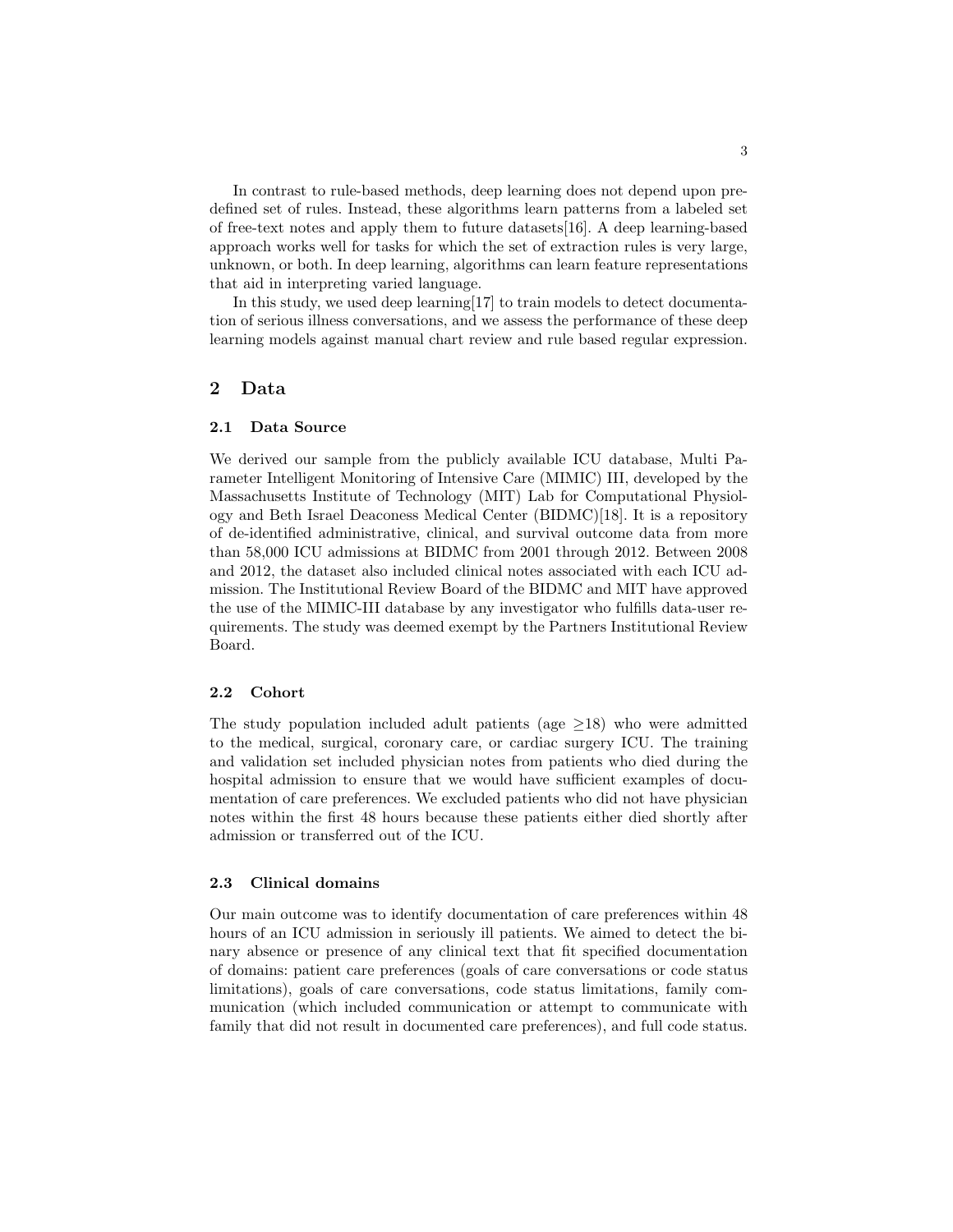In contrast to rule-based methods, deep learning does not depend upon predefined set of rules. Instead, these algorithms learn patterns from a labeled set of free-text notes and apply them to future datasets[16]. A deep learning-based approach works well for tasks for which the set of extraction rules is very large, unknown, or both. In deep learning, algorithms can learn feature representations that aid in interpreting varied language.

In this study, we used deep learning[17] to train models to detect documentation of serious illness conversations, and we assess the performance of these deep learning models against manual chart review and rule based regular expression.

## 2 Data

### 2.1 Data Source

We derived our sample from the publicly available ICU database, Multi Parameter Intelligent Monitoring of Intensive Care (MIMIC) III, developed by the Massachusetts Institute of Technology (MIT) Lab for Computational Physiology and Beth Israel Deaconess Medical Center (BIDMC)[18]. It is a repository of de-identified administrative, clinical, and survival outcome data from more than 58,000 ICU admissions at BIDMC from 2001 through 2012. Between 2008 and 2012, the dataset also included clinical notes associated with each ICU admission. The Institutional Review Board of the BIDMC and MIT have approved the use of the MIMIC-III database by any investigator who fulfills data-user requirements. The study was deemed exempt by the Partners Institutional Review Board.

### 2.2 Cohort

The study population included adult patients (age $\geq$18) who were admitted to the medical, surgical, coronary care, or cardiac surgery ICU. The training and validation set included physician notes from patients who died during the hospital admission to ensure that we would have sufficient examples of documentation of care preferences. We excluded patients who did not have physician notes within the first 48 hours because these patients either died shortly after admission or transferred out of the ICU.

### 2.3 Clinical domains

Our main outcome was to identify documentation of care preferences within 48 hours of an ICU admission in seriously ill patients. We aimed to detect the binary absence or presence of any clinical text that fit specified documentation of domains: patient care preferences (goals of care conversations or code status limitations), goals of care conversations, code status limitations, family communication (which included communication or attempt to communicate with family that did not result in documented care preferences), and full code status.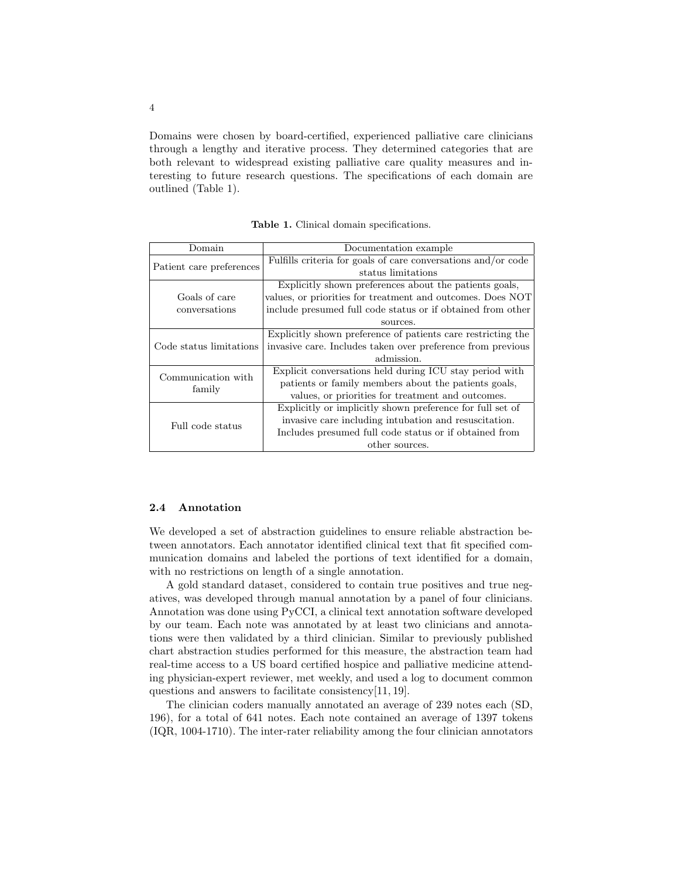Domains were chosen by board-certified, experienced palliative care clinicians through a lengthy and iterative process. They determined categories that are both relevant to widespread existing palliative care quality measures and interesting to future research questions. The specifications of each domain are outlined (Table 1).

**Table 1.** Clinical domain specifications.

| Domain | Documentation example |
| --- | --- |
| Patient care preferences | Fulfills criteria for goals of care conversations and/or code status limitations |
| Goals of care conversations | Explicitly shown preferences about the patients goals, values, or priorities for treatment and outcomes. Does NOT include presumed full code status or if obtained from other sources. |
| Code status limitations | Explicitly shown preference of patients care restricting the invasive care. Includes taken over preference from previous admission. |
| Communication with family | Explicit conversations held during ICU stay period with patients or family members about the patients goals, values, or priorities for treatment and outcomes. |
| Full code status | Explicitly or implicitly shown preference for full set of invasive care including intubation and resuscitation. Includes presumed full code status or if obtained from other sources. |

### 2.4 Annotation

We developed a set of abstraction guidelines to ensure reliable abstraction between annotators. Each annotator identified clinical text that fit specified communication domains and labeled the portions of text identified for a domain, with no restrictions on length of a single annotation.

A gold standard dataset, considered to contain true positives and true negatives, was developed through manual annotation by a panel of four clinicians. Annotation was done using PyCCI, a clinical text annotation software developed by our team. Each note was annotated by at least two clinicians and annotations were then validated by a third clinician. Similar to previously published chart abstraction studies performed for this measure, the abstraction team had real-time access to a US board certified hospice and palliative medicine attending physician-expert reviewer, met weekly, and used a log to document common questions and answers to facilitate consistency[11, 19].

The clinician coders manually annotated an average of 239 notes each (SD, 196), for a total of 641 notes. Each note contained an average of 1397 tokens (IQR, 1004-1710). The inter-rater reliability among the four clinician annotators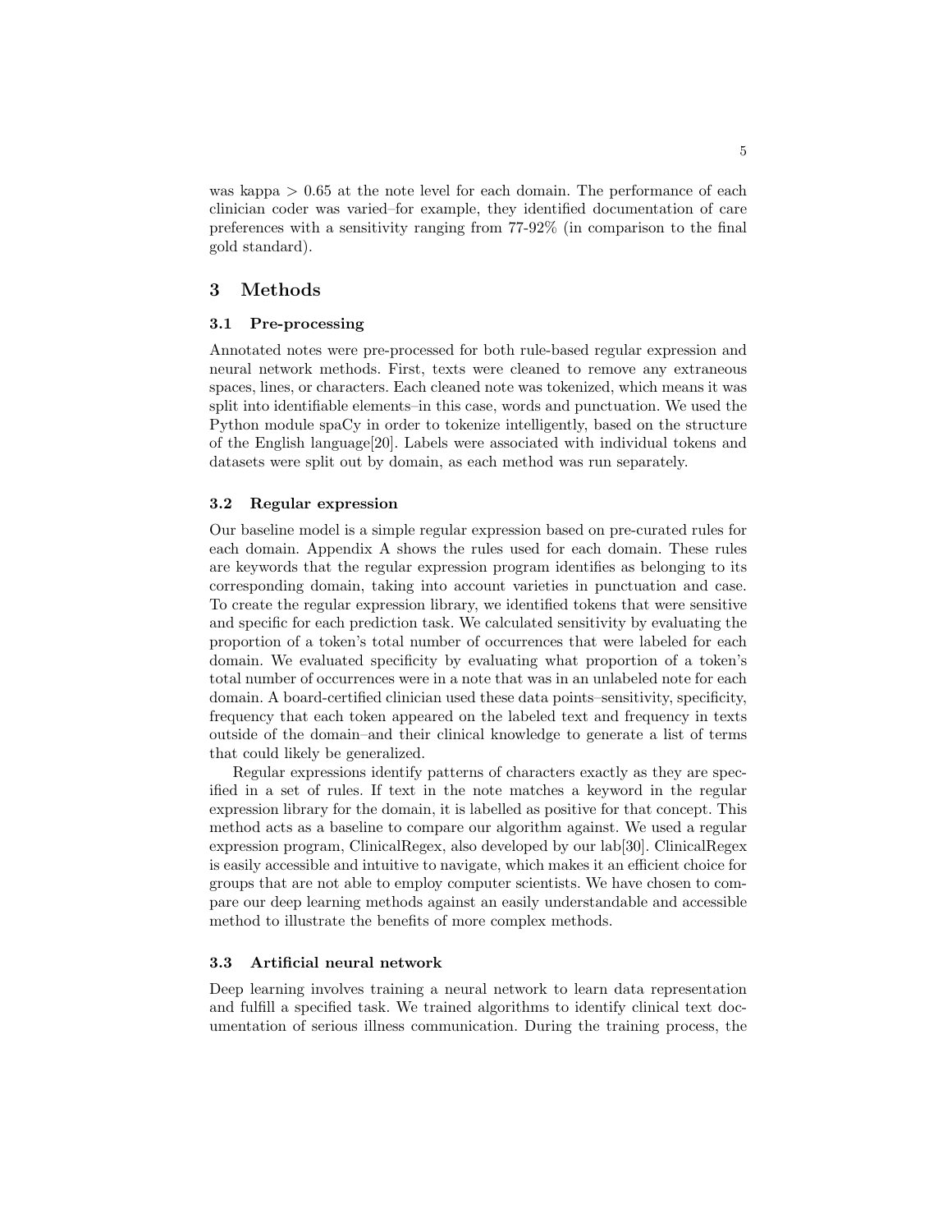was kappa > 0.65 at the note level for each domain. The performance of each clinician coder was varied–for example, they identified documentation of care preferences with a sensitivity ranging from 77-92% (in comparison to the final gold standard).

## 3 Methods

### 3.1 Pre-processing

Annotated notes were pre-processed for both rule-based regular expression and neural network methods. First, texts were cleaned to remove any extraneous spaces, lines, or characters. Each cleaned note was tokenized, which means it was split into identifiable elements–in this case, words and punctuation. We used the Python module spaCy in order to tokenize intelligently, based on the structure of the English language[20]. Labels were associated with individual tokens and datasets were split out by domain, as each method was run separately.

### 3.2 Regular expression

Our baseline model is a simple regular expression based on pre-curated rules for each domain. Appendix A shows the rules used for each domain. These rules are keywords that the regular expression program identifies as belonging to its corresponding domain, taking into account varieties in punctuation and case. To create the regular expression library, we identified tokens that were sensitive and specific for each prediction task. We calculated sensitivity by evaluating the proportion of a token's total number of occurrences that were labeled for each domain. We evaluated specificity by evaluating what proportion of a token's total number of occurrences were in a note that was in an unlabeled note for each domain. A board-certified clinician used these data points–sensitivity, specificity, frequency that each token appeared on the labeled text and frequency in texts outside of the domain–and their clinical knowledge to generate a list of terms that could likely be generalized.

Regular expressions identify patterns of characters exactly as they are specified in a set of rules. If text in the note matches a keyword in the regular expression library for the domain, it is labelled as positive for that concept. This method acts as a baseline to compare our algorithm against. We used a regular expression program, ClinicalRegex, also developed by our lab[30]. ClinicalRegex is easily accessible and intuitive to navigate, which makes it an efficient choice for groups that are not able to employ computer scientists. We have chosen to compare our deep learning methods against an easily understandable and accessible method to illustrate the benefits of more complex methods.

### 3.3 Artificial neural network

Deep learning involves training a neural network to learn data representation and fulfill a specified task. We trained algorithms to identify clinical text documentation of serious illness communication. During the training process, the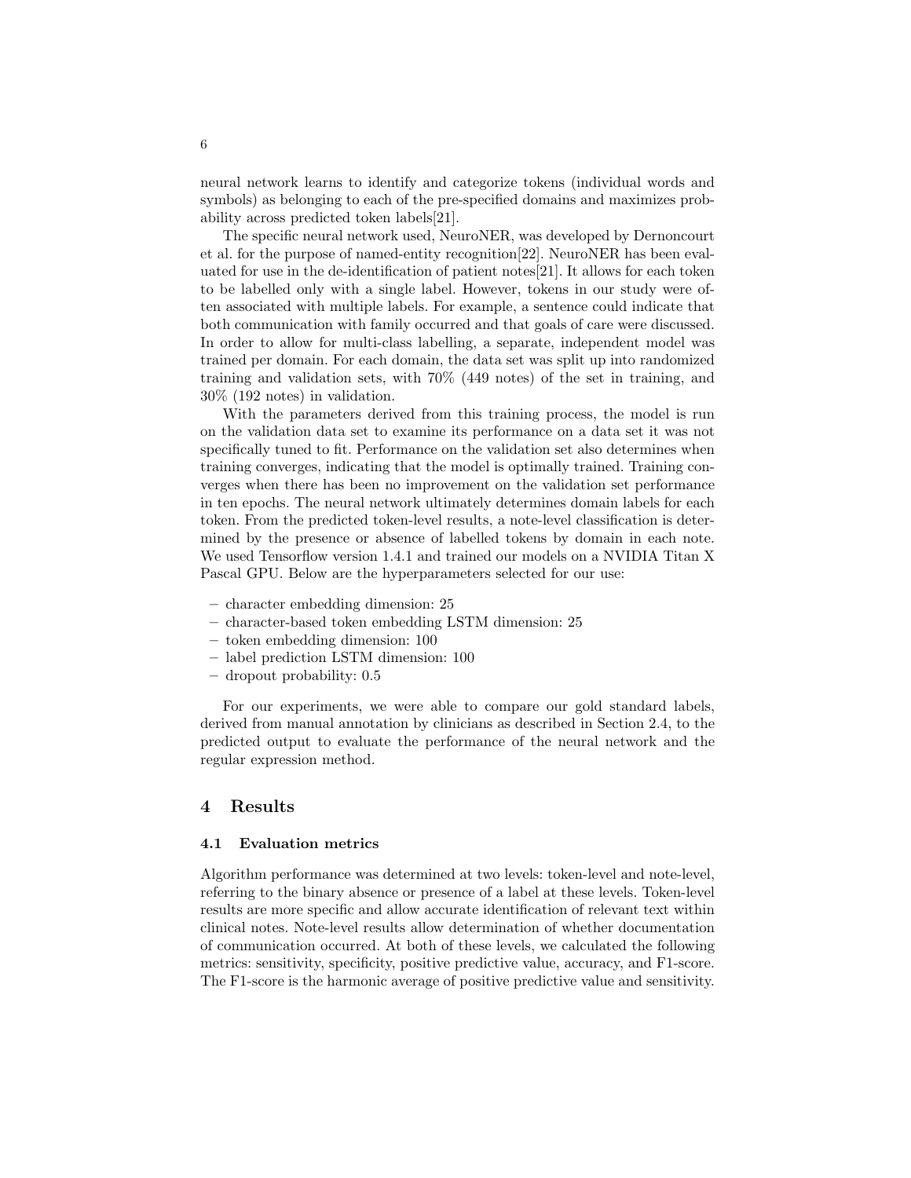neural network learns to identify and categorize tokens (individual words and symbols) as belonging to each of the pre-specified domains and maximizes probability across predicted token labels[21].

The specific neural network used, NeuroNER, was developed by Dernoncourt et al. for the purpose of named-entity recognition[22]. NeuroNER has been evaluated for use in the de-identification of patient notes[21]. It allows for each token to be labelled only with a single label. However, tokens in our study were often associated with multiple labels. For example, a sentence could indicate that both communication with family occurred and that goals of care were discussed. In order to allow for multi-class labelling, a separate, independent model was trained per domain. For each domain, the data set was split up into randomized training and validation sets, with 70% (449 notes) of the set in training, and 30% (192 notes) in validation.

With the parameters derived from this training process, the model is run on the validation data set to examine its performance on a data set it was not specifically tuned to fit. Performance on the validation set also determines when training converges, indicating that the model is optimally trained. Training converges when there has been no improvement on the validation set performance in ten epochs. The neural network ultimately determines domain labels for each token. From the predicted token-level results, a note-level classification is determined by the presence or absence of labelled tokens by domain in each note. We used Tensorflow version 1.4.1 and trained our models on a NVIDIA Titan X Pascal GPU. Below are the hyperparameters selected for our use:

- character embedding dimension: 25
- character-based token embedding LSTM dimension: 25
- token embedding dimension: 100
- label prediction LSTM dimension: 100
- dropout probability: 0.5

For our experiments, we were able to compare our gold standard labels, derived from manual annotation by clinicians as described in Section 2.4, to the predicted output to evaluate the performance of the neural network and the regular expression method.

## 4 Results

### 4.1 Evaluation metrics

Algorithm performance was determined at two levels: token-level and note-level, referring to the binary absence or presence of a label at these levels. Token-level results are more specific and allow accurate identification of relevant text within clinical notes. Note-level results allow determination of whether documentation of communication occurred. At both of these levels, we calculated the following metrics: sensitivity, specificity, positive predictive value, accuracy, and F1-score. The F1-score is the harmonic average of positive predictive value and sensitivity.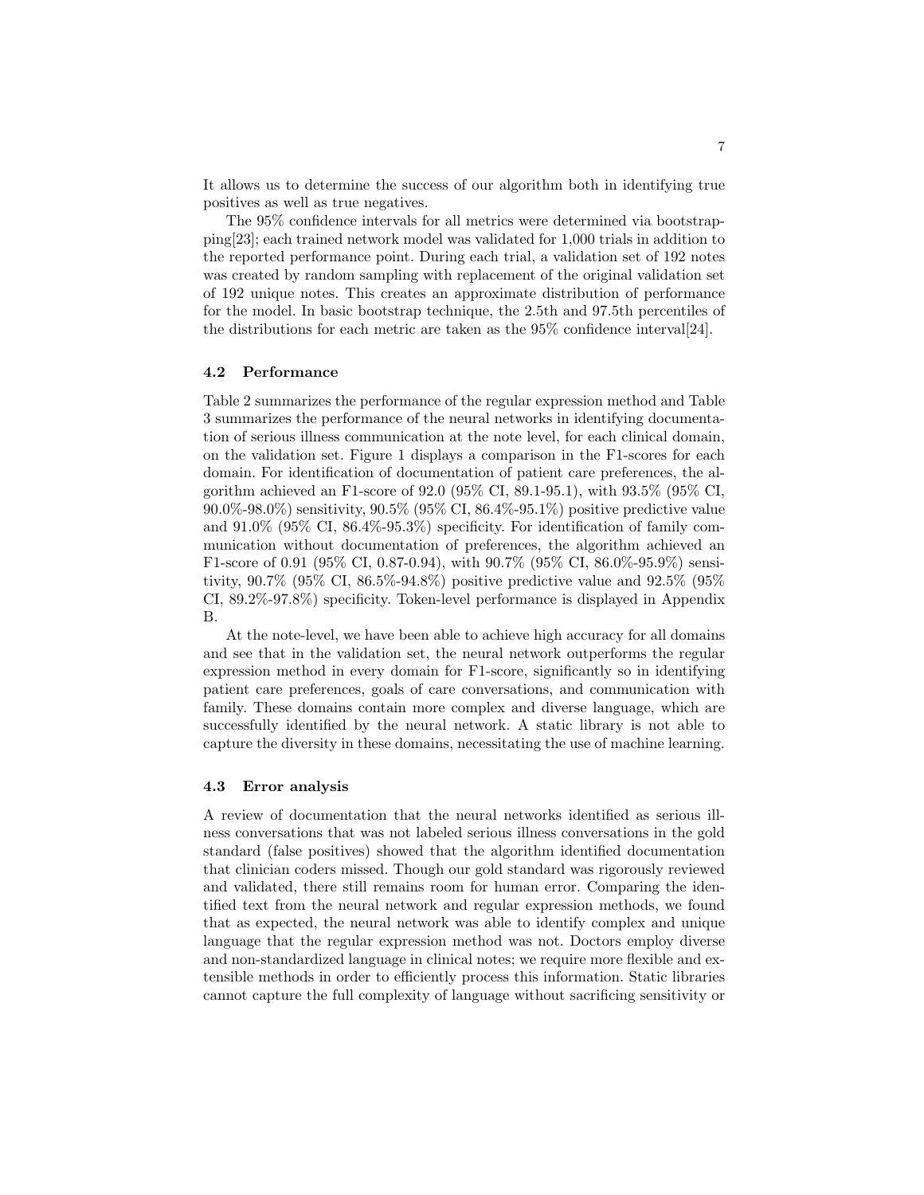It allows us to determine the success of our algorithm both in identifying true positives as well as true negatives.

The 95% confidence intervals for all metrics were determined via bootstrapping[23]; each trained network model was validated for 1,000 trials in addition to the reported performance point. During each trial, a validation set of 192 notes was created by random sampling with replacement of the original validation set of 192 unique notes. This creates an approximate distribution of performance for the model. In basic bootstrap technique, the 2.5th and 97.5th percentiles of the distributions for each metric are taken as the 95% confidence interval[24].

### 4.2 Performance

Table 2 summarizes the performance of the regular expression method and Table 3 summarizes the performance of the neural networks in identifying documentation of serious illness communication at the note level, for each clinical domain, on the validation set. Figure 1 displays a comparison in the F1-scores for each domain. For identification of documentation of patient care preferences, the algorithm achieved an F1-score of 92.0 (95% CI, 89.1-95.1), with 93.5% (95% CI, 90.0%-98.0%) sensitivity, 90.5% (95% CI, 86.4%-95.1%) positive predictive value and 91.0% (95% CI, 86.4%-95.3%) specificity. For identification of family communication without documentation of preferences, the algorithm achieved an F1-score of 0.91 (95% CI, 0.87-0.94), with 90.7% (95% CI, 86.0%-95.9%) sensitivity, 90.7% (95% CI, 86.5%-94.8%) positive predictive value and 92.5% (95% CI, 89.2%-97.8%) specificity. Token-level performance is displayed in Appendix B.

At the note-level, we have been able to achieve high accuracy for all domains and see that in the validation set, the neural network outperforms the regular expression method in every domain for F1-score, significantly so in identifying patient care preferences, goals of care conversations, and communication with family. These domains contain more complex and diverse language, which are successfully identified by the neural network. A static library is not able to capture the diversity in these domains, necessitating the use of machine learning.

### 4.3 Error analysis

A review of documentation that the neural networks identified as serious illness conversations that was not labeled serious illness conversations in the gold standard (false positives) showed that the algorithm identified documentation that clinician coders missed. Though our gold standard was rigorously reviewed and validated, there still remains room for human error. Comparing the identified text from the neural network and regular expression methods, we found that as expected, the neural network was able to identify complex and unique language that the regular expression method was not. Doctors employ diverse and non-standardized language in clinical notes; we require more flexible and extensible methods in order to efficiently process this information. Static libraries cannot capture the full complexity of language without sacrificing sensitivity or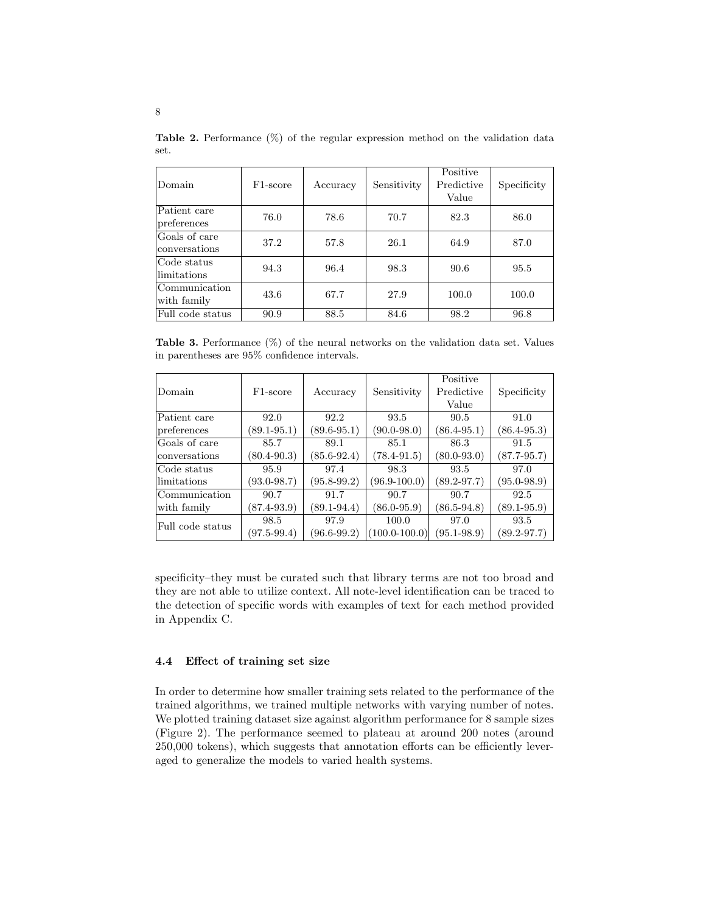**Table 2.** Performance (%) of the regular expression method on the validation data set.

| Domain | F1-score | Accuracy | Sensitivity | Positive Predictive Value | Specificity |
|---|---|---|---|---|---|
| Patient care preferences | 76.0 | 78.6 | 70.7 | 82.3 | 86.0 |
| Goals of care conversations | 37.2 | 57.8 | 26.1 | 64.9 | 87.0 |
| Code status limitations | 94.3 | 96.4 | 98.3 | 90.6 | 95.5 |
| Communication with family | 43.6 | 67.7 | 27.9 | 100.0 | 100.0 |
| Full code status | 90.9 | 88.5 | 84.6 | 98.2 | 96.8 |

**Table 3.** Performance (%) of the neural networks on the validation data set. Values in parentheses are 95% confidence intervals.

| Domain | F1-score | Accuracy | Sensitivity | Positive Predictive Value | Specificity |
|---|---|---|---|---|---|
| Patient care preferences | 92.0 (89.1-95.1) | 92.2 (89.6-95.1) | 93.5 (90.0-98.0) | 90.5 (86.4-95.1) | 91.0 (86.4-95.3) |
| Goals of care conversations | 85.7 (80.4-90.3) | 89.1 (85.6-92.4) | 85.1 (78.4-91.5) | 86.3 (80.0-93.0) | 91.5 (87.7-95.7) |
| Code status limitations | 95.9 (93.0-98.7) | 97.4 (95.8-99.2) | 98.3 (96.9-100.0) | 93.5 (89.2-97.7) | 97.0 (95.0-98.9) |
| Communication with family | 90.7 (87.4-93.9) | 91.7 (89.1-94.4) | 90.7 (86.0-95.9) | 90.7 (86.5-94.8) | 92.5 (89.1-95.9) |
| Full code status | 98.5 (97.5-99.4) | 97.9 (96.6-99.2) | 100.0 (100.0-100.0) | 97.0 (95.1-98.9) | 93.5 (89.2-97.7) |

specificity–they must be curated such that library terms are not too broad and they are not able to utilize context. All note-level identification can be traced to the detection of specific words with examples of text for each method provided in Appendix C.

### 4.4 Effect of training set size

In order to determine how smaller training sets related to the performance of the trained algorithms, we trained multiple networks with varying number of notes. We plotted training dataset size against algorithm performance for 8 sample sizes (Figure 2). The performance seemed to plateau at around 200 notes (around 250,000 tokens), which suggests that annotation efforts can be efficiently leveraged to generalize the models to varied health systems.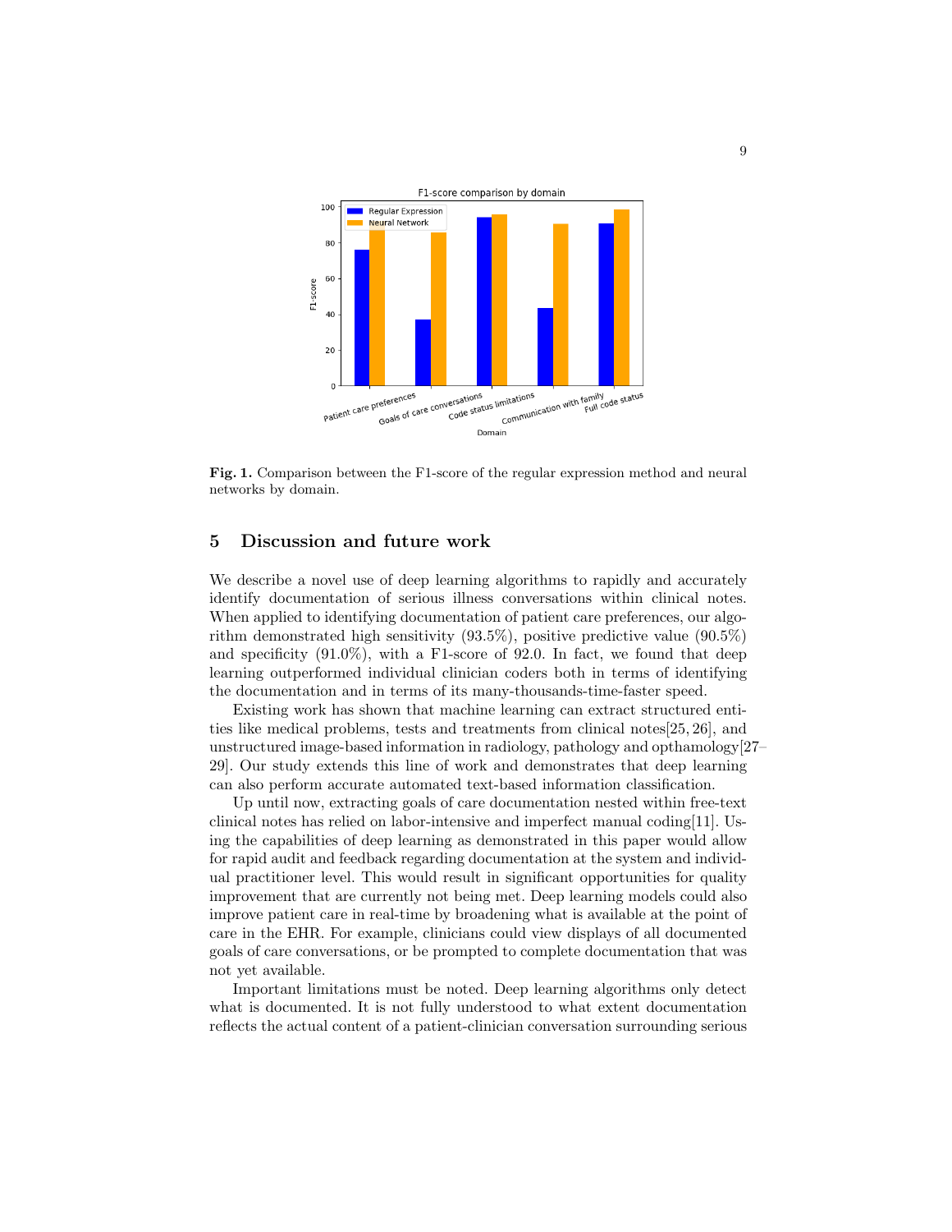Fig. 1. Comparison between the F1-score of the regular expression method and neural networks by domain.

## 5 Discussion and future work

We describe a novel use of deep learning algorithms to rapidly and accurately identify documentation of serious illness conversations within clinical notes. When applied to identifying documentation of patient care preferences, our algorithm demonstrated high sensitivity (93.5%), positive predictive value (90.5%) and specificity (91.0%), with a F1-score of 92.0. In fact, we found that deep learning outperformed individual clinician coders both in terms of identifying the documentation and in terms of its many-thousands-time-faster speed.

Existing work has shown that machine learning can extract structured entities like medical problems, tests and treatments from clinical notes[25, 26], and unstructured image-based information in radiology, pathology and opthamology[27–29]. Our study extends this line of work and demonstrates that deep learning can also perform accurate automated text-based information classification.

Up until now, extracting goals of care documentation nested within free-text clinical notes has relied on labor-intensive and imperfect manual coding[11]. Using the capabilities of deep learning as demonstrated in this paper would allow for rapid audit and feedback regarding documentation at the system and individual practitioner level. This would result in significant opportunities for quality improvement that are currently not being met. Deep learning models could also improve patient care in real-time by broadening what is available at the point of care in the EHR. For example, clinicians could view displays of all documented goals of care conversations, or be prompted to complete documentation that was not yet available.

Important limitations must be noted. Deep learning algorithms only detect what is documented. It is not fully understood to what extent documentation reflects the actual content of a patient-clinician conversation surrounding serious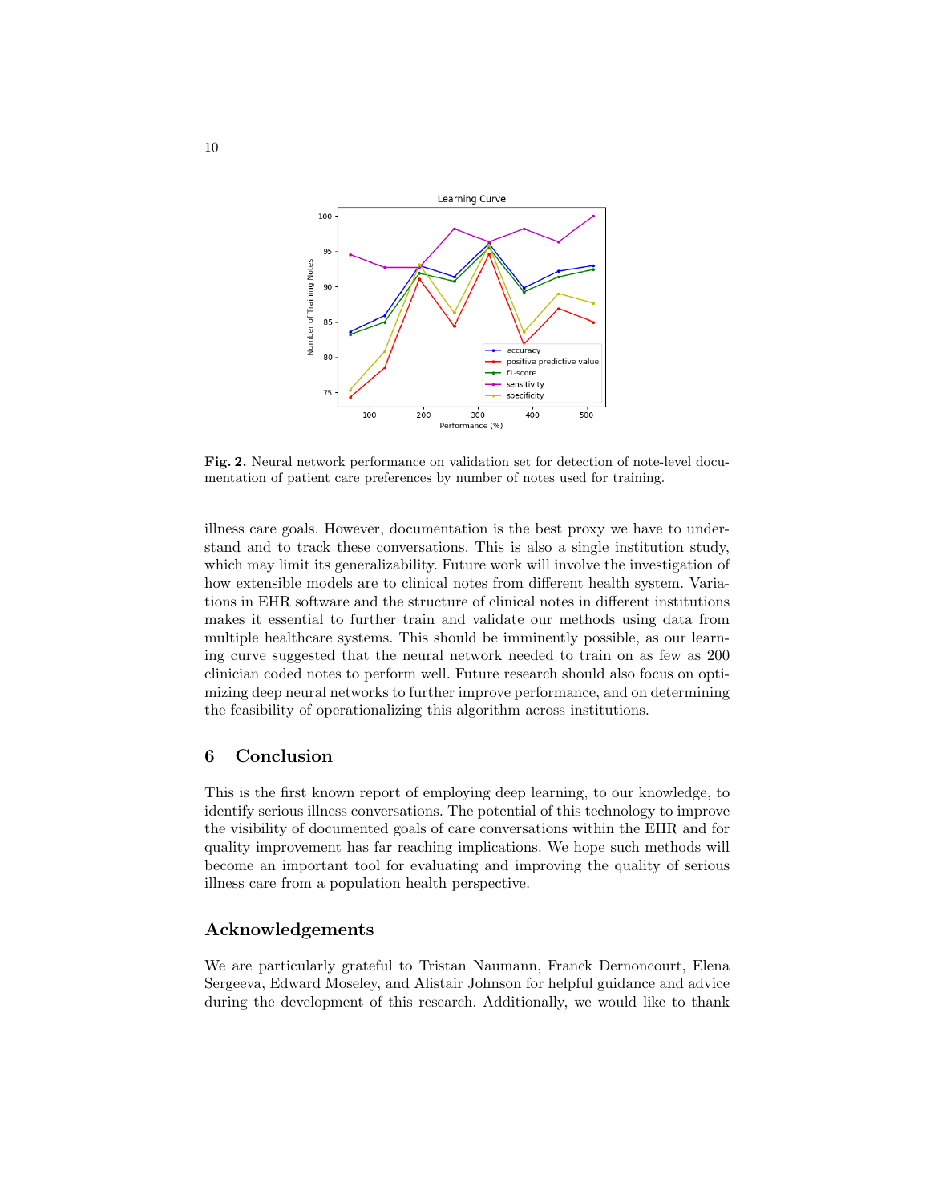**Fig. 2.** Neural network performance on validation set for detection of note-level documentation of patient care preferences by number of notes used for training.

illness care goals. However, documentation is the best proxy we have to understand and to track these conversations. This is also a single institution study, which may limit its generalizability. Future work will involve the investigation of how extensible models are to clinical notes from different health system. Variations in EHR software and the structure of clinical notes in different institutions makes it essential to further train and validate our methods using data from multiple healthcare systems. This should be imminently possible, as our learning curve suggested that the neural network needed to train on as few as 200 clinician coded notes to perform well. Future research should also focus on optimizing deep neural networks to further improve performance, and on determining the feasibility of operationalizing this algorithm across institutions.

## 6 Conclusion

This is the first known report of employing deep learning, to our knowledge, to identify serious illness conversations. The potential of this technology to improve the visibility of documented goals of care conversations within the EHR and for quality improvement has far reaching implications. We hope such methods will become an important tool for evaluating and improving the quality of serious illness care from a population health perspective.

## Acknowledgements

We are particularly grateful to Tristan Naumann, Franck Dernoncourt, Elena Sergeeva, Edward Moseley, and Alistair Johnson for helpful guidance and advice during the development of this research. Additionally, we would like to thank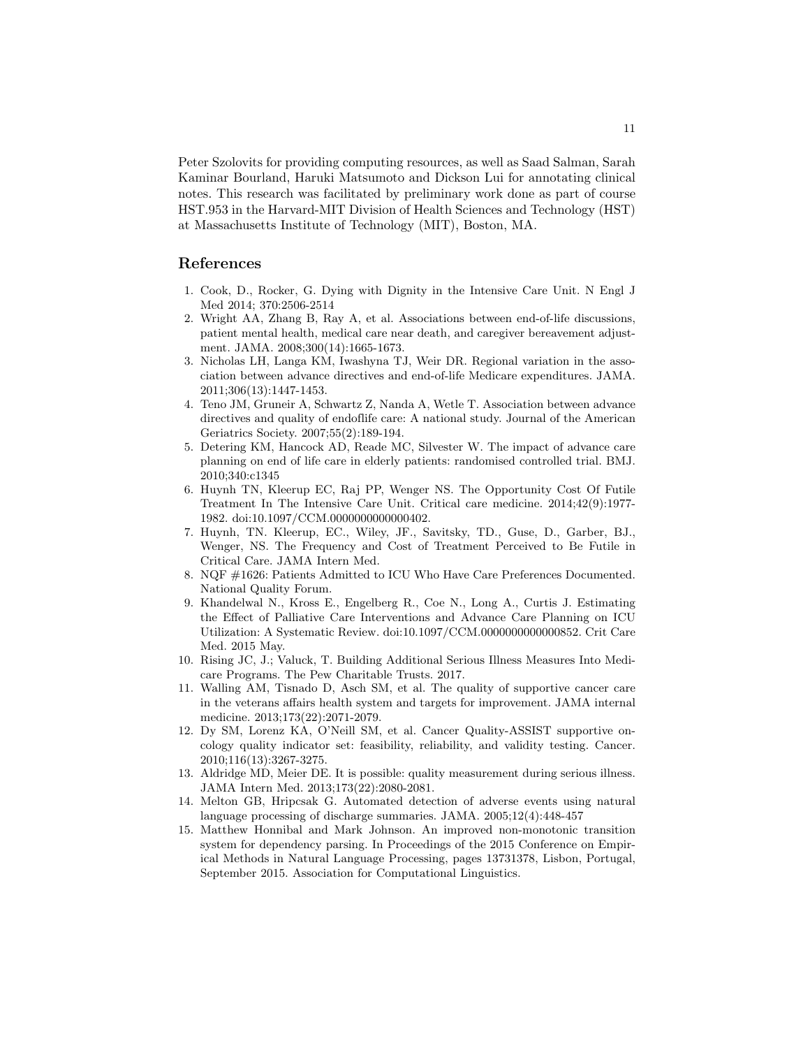Peter Szolovits for providing computing resources, as well as Saad Salman, Sarah Kaminar Bourland, Haruki Matsumoto and Dickson Lui for annotating clinical notes. This research was facilitated by preliminary work done as part of course HST.953 in the Harvard-MIT Division of Health Sciences and Technology (HST) at Massachusetts Institute of Technology (MIT), Boston, MA.

## References

1. Cook, D., Rocker, G. Dying with Dignity in the Intensive Care Unit. N Engl J Med 2014; 370:2506-2514
2. Wright AA, Zhang B, Ray A, et al. Associations between end-of-life discussions, patient mental health, medical care near death, and caregiver bereavement adjustment. JAMA. 2008;300(14):1665-1673.
3. Nicholas LH, Langa KM, Iwashyna TJ, Weir DR. Regional variation in the association between advance directives and end-of-life Medicare expenditures. JAMA. 2011;306(13):1447-1453.
4. Teno JM, Gruneir A, Schwartz Z, Nanda A, Wetle T. Association between advance directives and quality of endoflife care: A national study. Journal of the American Geriatrics Society. 2007;55(2):189-194.
5. Detering KM, Hancock AD, Reade MC, Silvester W. The impact of advance care planning on end of life care in elderly patients: randomised controlled trial. BMJ. 2010;340:c1345
6. Huynh TN, Kleerup EC, Raj PP, Wenger NS. The Opportunity Cost Of Futile Treatment In The Intensive Care Unit. Critical care medicine. 2014;42(9):1977-1982. doi:10.1097/CCM.0000000000000402.
7. Huynh, TN. Kleerup, EC., Wiley, JF., Savitsky, TD., Guse, D., Garber, BJ., Wenger, NS. The Frequency and Cost of Treatment Perceived to Be Futile in Critical Care. JAMA Intern Med.
8. NQF #1626: Patients Admitted to ICU Who Have Care Preferences Documented. National Quality Forum.
9. Khandelwal N., Kross E., Engelberg R., Coe N., Long A., Curtis J. Estimating the Effect of Palliative Care Interventions and Advance Care Planning on ICU Utilization: A Systematic Review. doi:10.1097/CCM.0000000000000852. Crit Care Med. 2015 May.
10. Rising JC, J.; Valuck, T. Building Additional Serious Illness Measures Into Medicare Programs. The Pew Charitable Trusts. 2017.
11. Walling AM, Tisnado D, Asch SM, et al. The quality of supportive cancer care in the veterans affairs health system and targets for improvement. JAMA internal medicine. 2013;173(22):2071-2079.
12. Dy SM, Lorenz KA, O'Neill SM, et al. Cancer Quality-ASSIST supportive oncology quality indicator set: feasibility, reliability, and validity testing. Cancer. 2010;116(13):3267-3275.
13. Aldridge MD, Meier DE. It is possible: quality measurement during serious illness. JAMA Intern Med. 2013;173(22):2080-2081.
14. Melton GB, Hripcsak G. Automated detection of adverse events using natural language processing of discharge summaries. JAMA. 2005;12(4):448-457
15. Matthew Honnibal and Mark Johnson. An improved non-monotonic transition system for dependency parsing. In Proceedings of the 2015 Conference on Empirical Methods in Natural Language Processing, pages 13731378, Lisbon, Portugal, September 2015. Association for Computational Linguistics.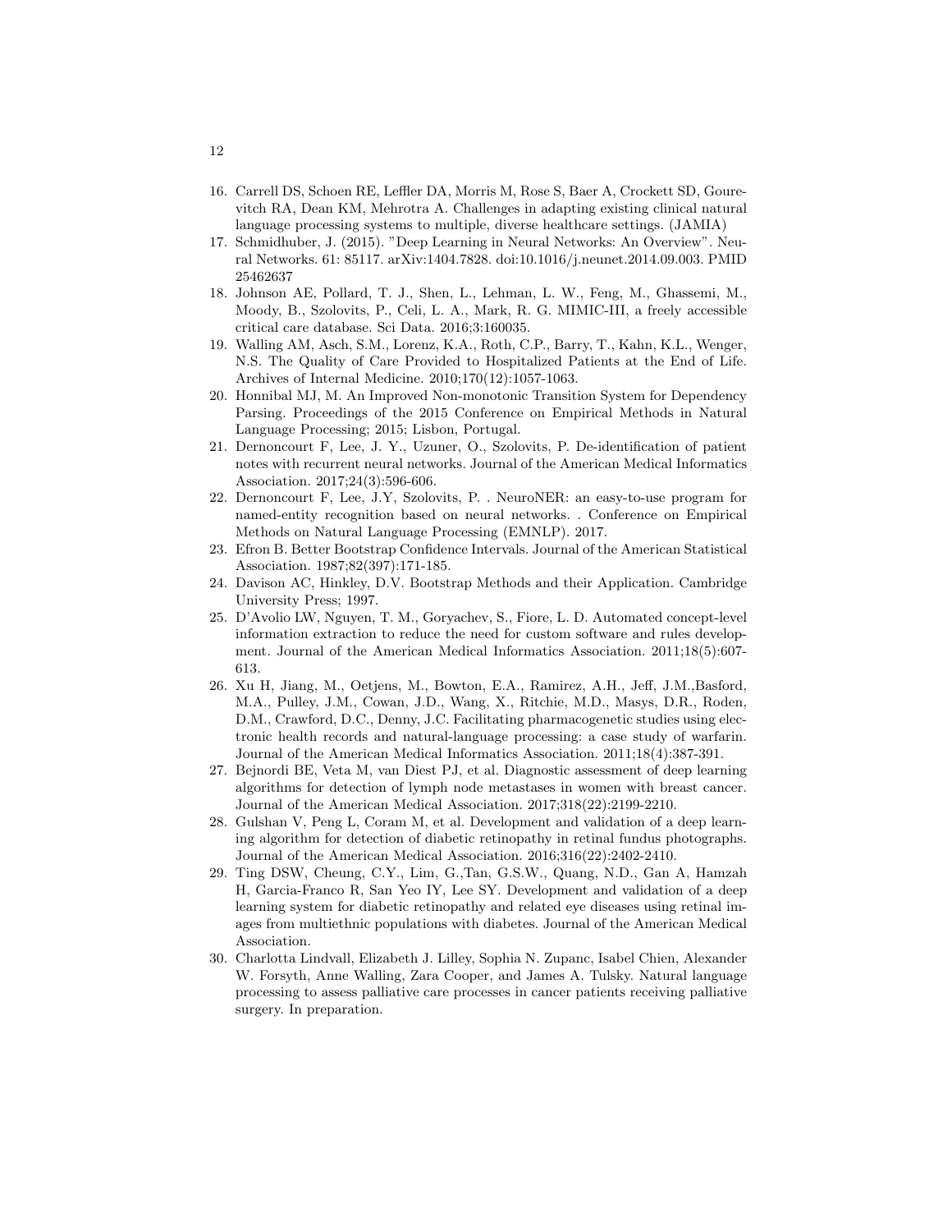16. Carrell DS, Schoen RE, Leffler DA, Morris M, Rose S, Baer A, Crockett SD, Gourevitch RA, Dean KM, Mehrotra A. Challenges in adapting existing clinical natural language processing systems to multiple, diverse healthcare settings. (JAMIA)
17. Schmidhuber, J. (2015). "Deep Learning in Neural Networks: An Overview". Neural Networks. 61: 85117. arXiv:1404.7828. doi:10.1016/j.neunet.2014.09.003. PMID 25462637
18. Johnson AE, Pollard, T. J., Shen, L., Lehman, L. W., Feng, M., Ghassemi, M., Moody, B., Szolovits, P., Celi, L. A., Mark, R. G. MIMIC-III, a freely accessible critical care database. Sci Data. 2016;3:160035.
19. Walling AM, Asch, S.M., Lorenz, K.A., Roth, C.P., Barry, T., Kahn, K.L., Wenger, N.S. The Quality of Care Provided to Hospitalized Patients at the End of Life. Archives of Internal Medicine. 2010;170(12):1057-1063.
20. Honnibal MJ, M. An Improved Non-monotonic Transition System for Dependency Parsing. Proceedings of the 2015 Conference on Empirical Methods in Natural Language Processing; 2015; Lisbon, Portugal.
21. Dernoncourt F, Lee, J. Y., Uzuner, O., Szolovits, P. De-identification of patient notes with recurrent neural networks. Journal of the American Medical Informatics Association. 2017;24(3):596-606.
22. Dernoncourt F, Lee, J.Y, Szolovits, P. . NeuroNER: an easy-to-use program for named-entity recognition based on neural networks. . Conference on Empirical Methods on Natural Language Processing (EMNLP). 2017.
23. Efron B. Better Bootstrap Confidence Intervals. Journal of the American Statistical Association. 1987;82(397):171-185.
24. Davison AC, Hinkley, D.V. Bootstrap Methods and their Application. Cambridge University Press; 1997.
25. D'Avolio LW, Nguyen, T. M., Goryachev, S., Fiore, L. D. Automated concept-level information extraction to reduce the need for custom software and rules development. Journal of the American Medical Informatics Association. 2011;18(5):607-613.
26. Xu H, Jiang, M., Oetjens, M., Bowton, E.A., Ramirez, A.H., Jeff, J.M.,Basford, M.A., Pulley, J.M., Cowan, J.D., Wang, X., Ritchie, M.D., Masys, D.R., Roden, D.M., Crawford, D.C., Denny, J.C. Facilitating pharmacogenetic studies using electronic health records and natural-language processing: a case study of warfarin. Journal of the American Medical Informatics Association. 2011;18(4):387-391.
27. Bejnordi BE, Veta M, van Diest PJ, et al. Diagnostic assessment of deep learning algorithms for detection of lymph node metastases in women with breast cancer. Journal of the American Medical Association. 2017;318(22):2199-2210.
28. Gulshan V, Peng L, Coram M, et al. Development and validation of a deep learning algorithm for detection of diabetic retinopathy in retinal fundus photographs. Journal of the American Medical Association. 2016;316(22):2402-2410.
29. Ting DSW, Cheung, C.Y., Lim, G.,Tan, G.S.W., Quang, N.D., Gan A, Hamzah H, Garcia-Franco R, San Yeo IY, Lee SY. Development and validation of a deep learning system for diabetic retinopathy and related eye diseases using retinal images from multiethnic populations with diabetes. Journal of the American Medical Association.
30. Charlotta Lindvall, Elizabeth J. Lilley, Sophia N. Zupanc, Isabel Chien, Alexander W. Forsyth, Anne Walling, Zara Cooper, and James A. Tulsky. Natural language processing to assess palliative care processes in cancer patients receiving palliative surgery. In preparation.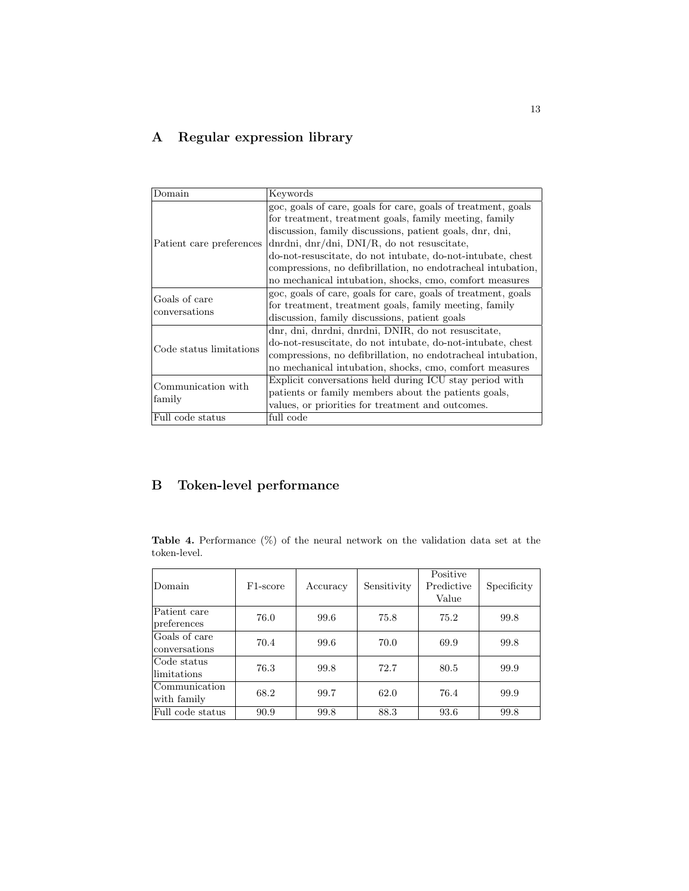## A Regular expression library

| Domain | Keywords |
|---|---|
| Patient care preferences | goc, goals of care, goals for care, goals of treatment, goals for treatment, treatment goals, family meeting, family discussion, family discussions, patient goals, dnr, dni, dnrdni, dnr/dni, DNI/R, do not resuscitate, do-not-resuscitate, do not intubate, do-not-intubate, chest compressions, no defibrillation, no endotracheal intubation, no mechanical intubation, shocks, cmo, comfort measures |
| Goals of care conversations | goc, goals of care, goals for care, goals of treatment, goals for treatment, treatment goals, family meeting, family discussion, family discussions, patient goals |
| Code status limitations | dnr, dni, dnrdni, dnrdni, DNIR, do not resuscitate, do-not-resuscitate, do not intubate, do-not-intubate, chest compressions, no defibrillation, no endotracheal intubation, no mechanical intubation, shocks, cmo, comfort measures |
| Communication with family | Explicit conversations held during ICU stay period with patients or family members about the patients goals, values, or priorities for treatment and outcomes. |
| Full code status | full code |

## B Token-level performance

**Table 4.** Performance (%) of the neural network on the validation data set at the token-level.

| Domain | F1-score | Accuracy | Sensitivity | Positive Predictive Value | Specificity |
|---|---|---|---|---|---|
| Patient care preferences | 76.0 | 99.6 | 75.8 | 75.2 | 99.8 |
| Goals of care conversations | 70.4 | 99.6 | 70.0 | 69.9 | 99.8 |
| Code status limitations | 76.3 | 99.8 | 72.7 | 80.5 | 99.9 |
| Communication with family | 68.2 | 99.7 | 62.0 | 76.4 | 99.9 |
| Full code status | 90.9 | 99.8 | 88.3 | 93.6 | 99.8 |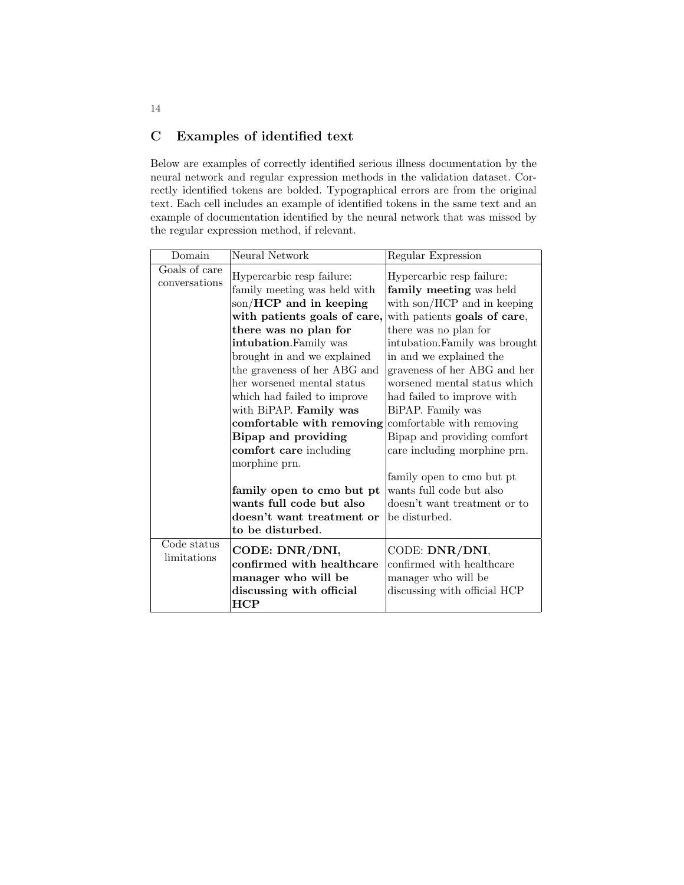## C Examples of identified text

Below are examples of correctly identified serious illness documentation by the neural network and regular expression methods in the validation dataset. Correctly identified tokens are bolded. Typographical errors are from the original text. Each cell includes an example of identified tokens in the same text and an example of documentation identified by the neural network that was missed by the regular expression method, if relevant.

| Domain | Neural Network | Regular Expression |
|---|---|---|
| Goals of care conversations | Hypercarbic resp failure: family meeting was held with son/**HCP and in keeping with patients goals of care, there was no plan for intubation**.Family was brought in and we explained the graveness of her ABG and her worsened mental status which had failed to improve with BiPAP. **Family was comfortable with removing Bipap and providing comfort care** including morphine prn.<br><br>**family open to cmo but pt wants full code but also doesn't want treatment or to be disturbed**. | Hypercarbic resp failure: **family meeting** was held with son/HCP and in keeping with patients **goals of care**, there was no plan for intubation.Family was brought in and we explained the graveness of her ABG and her worsened mental status which had failed to improve with BiPAP. Family was comfortable with removing Bipap and providing comfort care including morphine prn.<br><br>family open to cmo but pt wants full code but also doesn't want treatment or to be disturbed. |
| Code status limitations | **CODE: DNR/DNI, confirmed with healthcare manager who will be discussing with official HCP** | CODE: **DNR/DNI**, confirmed with healthcare manager who will be discussing with official HCP |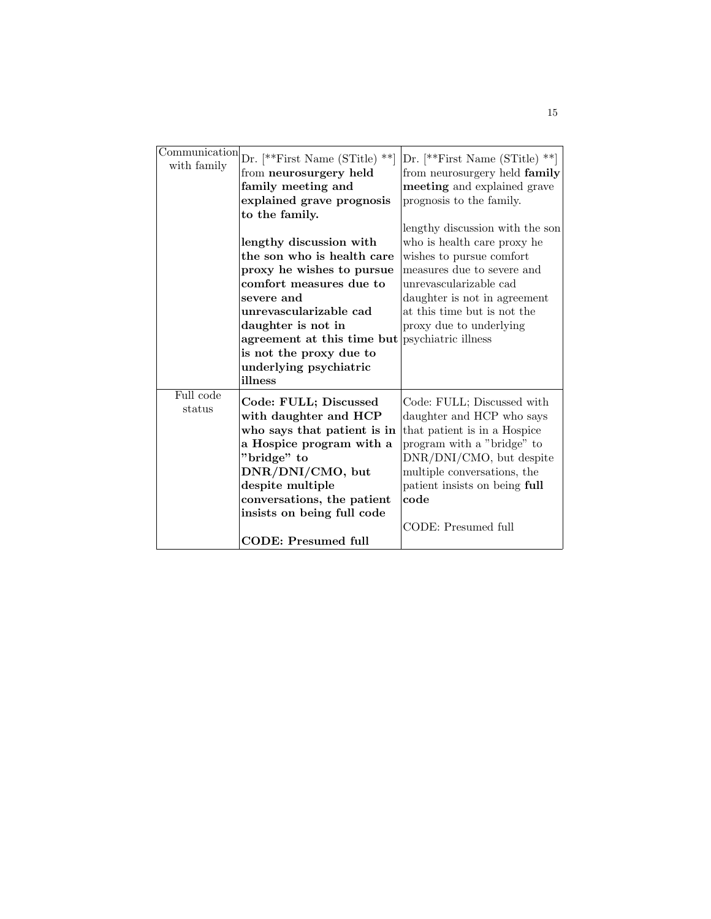| | | |
|---|---|---|
| Communication with family | Dr. [**First Name (STitle) **] from **neurosurgery held family meeting and explained grave prognosis to the family.**<br><br>**lengthy discussion with the son who is health care proxy he wishes to pursue comfort measures due to severe and unrevascularizable cad daughter is not in agreement at this time but is not the proxy due to underlying psychiatric illness** | Dr. [**First Name (STitle) **] from neurosurgery held **family meeting** and explained grave prognosis to the family.<br><br>lengthy discussion with the son who is health care proxy he wishes to pursue comfort measures due to severe and unrevascularizable cad daughter is not in agreement at this time but is not the proxy due to underlying psychiatric illness |
| Full code status | **Code: FULL; Discussed with daughter and HCP who says that patient is in a Hospice program with a "bridge" to DNR/DNI/CMO, but despite multiple conversations, the patient insists on being full code**<br><br>**CODE: Presumed full** | Code: FULL; Discussed with daughter and HCP who says that patient is in a Hospice program with a "bridge" to DNR/DNI/CMO, but despite multiple conversations, the patient insists on being **full code**<br><br>CODE: Presumed full |